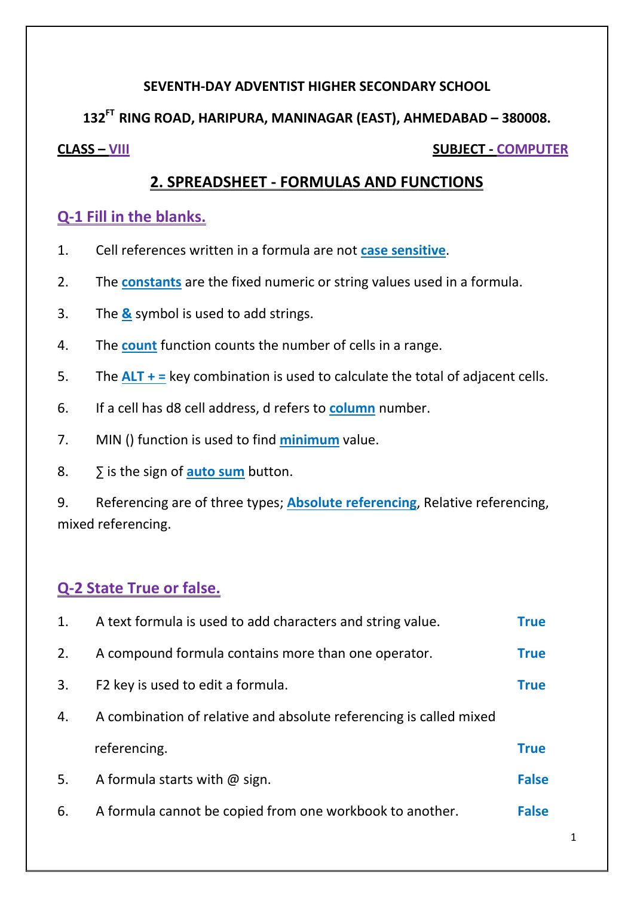**SEVENTH-DAY ADVENTIST HIGHER SECONDARY SCHOOL**

**132[FT] RING ROAD, HARIPURA, MANINAGAR (EAST), AHMEDABAD – 380008.**

**CLASS – VIII** **SUBJECT - COMPUTER**

## 2. SPREADSHEET - FORMULAS AND FUNCTIONS

### Q-1 Fill in the blanks.

1. Cell references written in a formula are not **case sensitive**.
2. The **constants** are the fixed numeric or string values used in a formula.
3. The **&** symbol is used to add strings.
4. The **count** function counts the number of cells in a range.
5. The **ALT + =** key combination is used to calculate the total of adjacent cells.
6. If a cell has d8 cell address, d refers to **column** number.
7. MIN () function is used to find **minimum** value.
8. ∑ is the sign of **auto sum** button.
9. Referencing are of three types; **Absolute referencing**, Relative referencing, mixed referencing.

### Q-2 State True or false.

1. A text formula is used to add characters and string value. **True**
2. A compound formula contains more than one operator. **True**
3. F2 key is used to edit a formula. **True**
4. A combination of relative and absolute referencing is called mixed referencing. **True**
5. A formula starts with @ sign. **False**
6. A formula cannot be copied from one workbook to another. **False**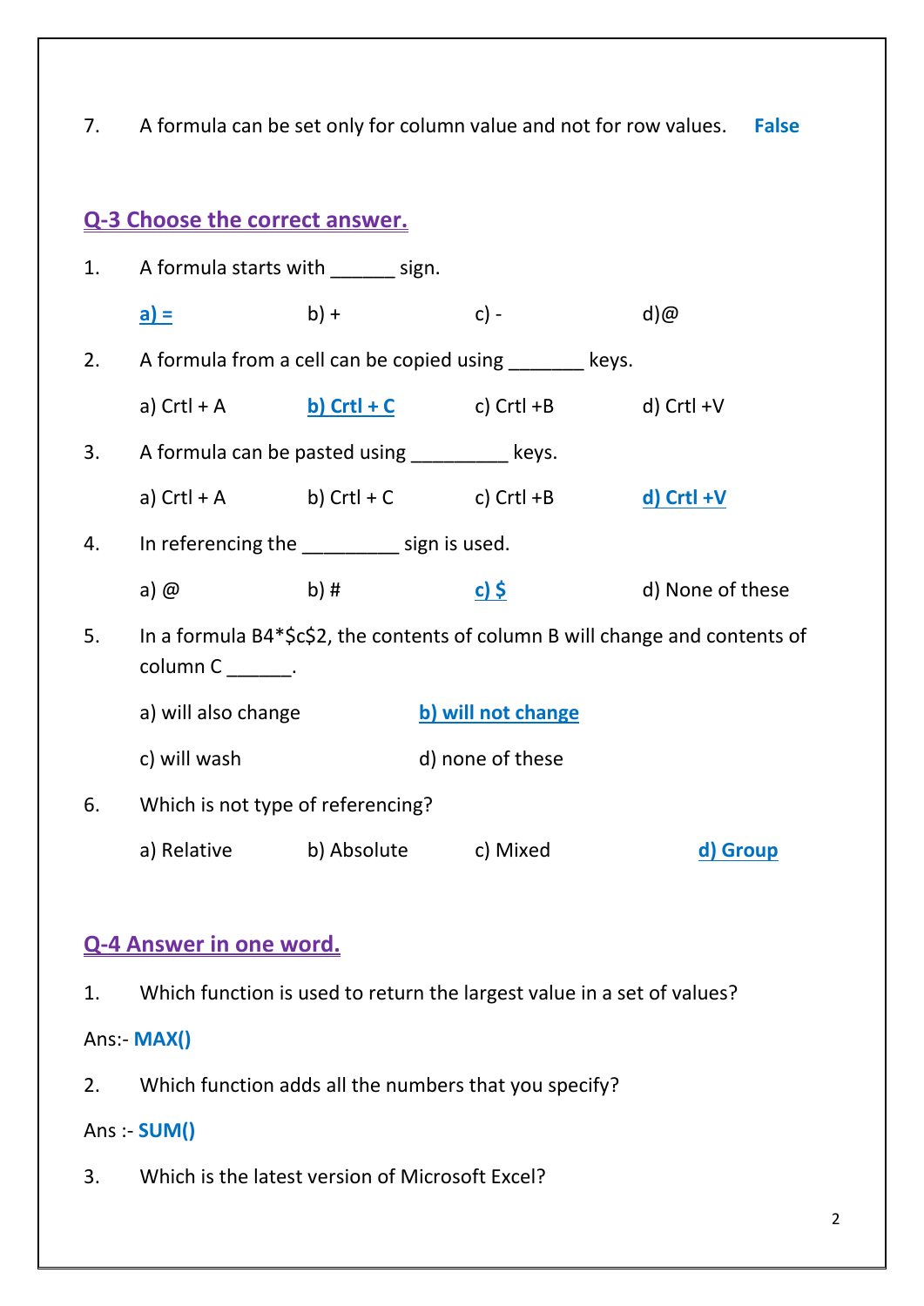7. A formula can be set only for column value and not for row values. **False**

## Q-3 Choose the correct answer.

1. A formula starts with ______ sign.

   **a) =** b) + c) - d)@

2. A formula from a cell can be copied using _______ keys.

   a) Crtl + A **b) Crtl + C** c) Crtl +B d) Crtl +V

3. A formula can be pasted using _________ keys.

   a) Crtl + A b) Crtl + C c) Crtl +B **d) Crtl +V**

4. In referencing the _________ sign is used.

   a) @ b) # **c) $** d) None of these

5. In a formula B4*$c$2, the contents of column B will change and contents of column C ______.

   a) will also change **b) will not change**

   c) will wash d) none of these

6. Which is not type of referencing?

   a) Relative b) Absolute c) Mixed **d) Group**

## Q-4 Answer in one word.

1. Which function is used to return the largest value in a set of values?

Ans:- **MAX()**

2. Which function adds all the numbers that you specify?

Ans :- **SUM()**

3. Which is the latest version of Microsoft Excel?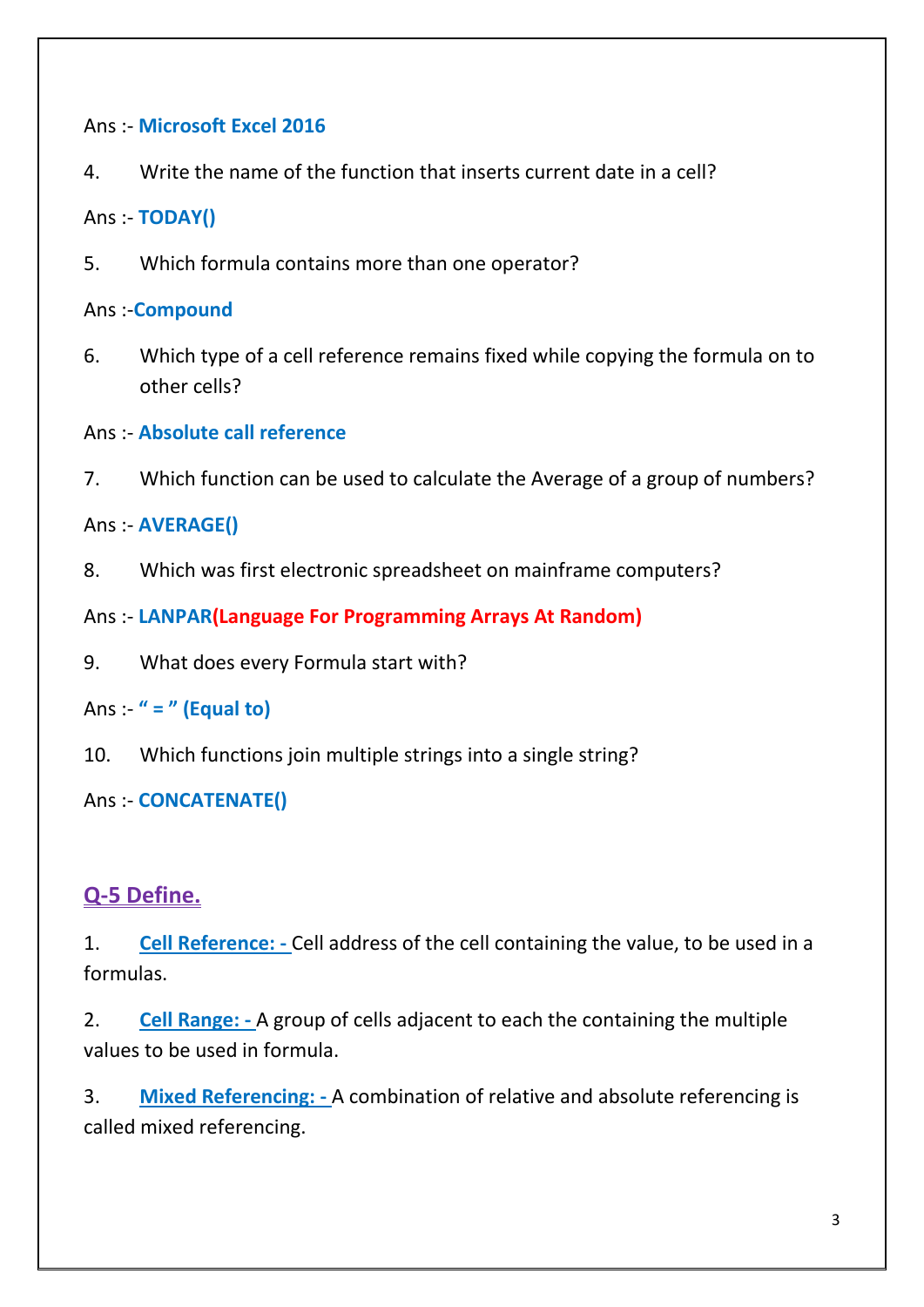Ans :- **Microsoft Excel 2016**

4. Write the name of the function that inserts current date in a cell?

Ans :- **TODAY()**

5. Which formula contains more than one operator?

Ans :-**Compound**

6. Which type of a cell reference remains fixed while copying the formula on to other cells?

Ans :- **Absolute call reference**

7. Which function can be used to calculate the Average of a group of numbers?

Ans :- **AVERAGE()**

8. Which was first electronic spreadsheet on mainframe computers?

Ans :- **LANPAR(Language For Programming Arrays At Random)**

9. What does every Formula start with?

Ans :- **" = " (Equal to)**

10. Which functions join multiple strings into a single string?

Ans :- **CONCATENATE()**

## Q-5 Define.

1. **Cell Reference: -** Cell address of the cell containing the value, to be used in a formulas.

2. **Cell Range: -** A group of cells adjacent to each the containing the multiple values to be used in formula.

3. **Mixed Referencing: -** A combination of relative and absolute referencing is called mixed referencing.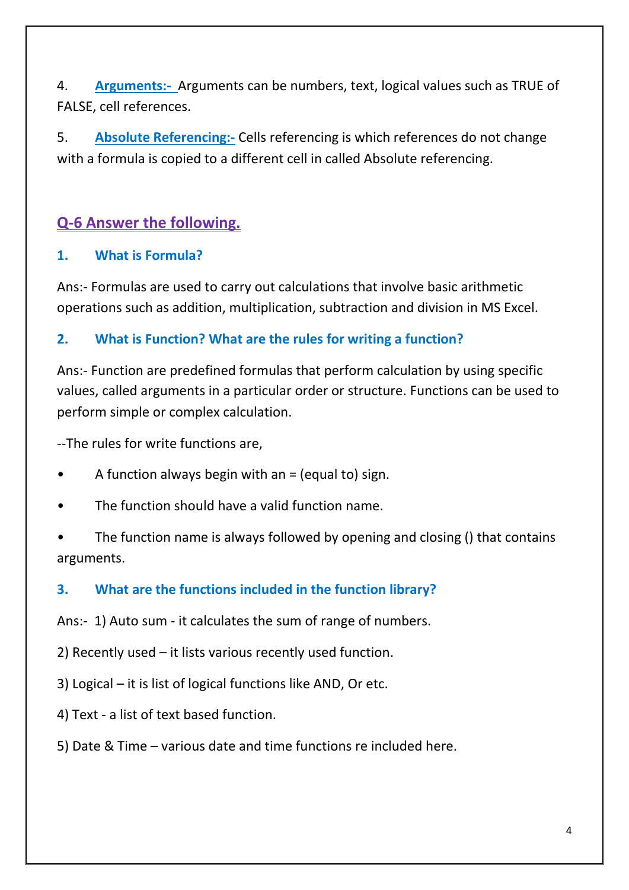4. **Arguments:-** Arguments can be numbers, text, logical values such as TRUE of FALSE, cell references.

5. **Absolute Referencing:-** Cells referencing is which references do not change with a formula is copied to a different cell in called Absolute referencing.

## Q-6 Answer the following.

### 1. What is Formula?

Ans:- Formulas are used to carry out calculations that involve basic arithmetic operations such as addition, multiplication, subtraction and division in MS Excel.

### 2. What is Function? What are the rules for writing a function?

Ans:- Function are predefined formulas that perform calculation by using specific values, called arguments in a particular order or structure. Functions can be used to perform simple or complex calculation.

--The rules for write functions are,

- A function always begin with an = (equal to) sign.
- The function should have a valid function name.
- The function name is always followed by opening and closing () that contains arguments.

### 3. What are the functions included in the function library?

Ans:- 1) Auto sum - it calculates the sum of range of numbers.

2) Recently used – it lists various recently used function.

3) Logical – it is list of logical functions like AND, Or etc.

4) Text - a list of text based function.

5) Date & Time – various date and time functions re included here.